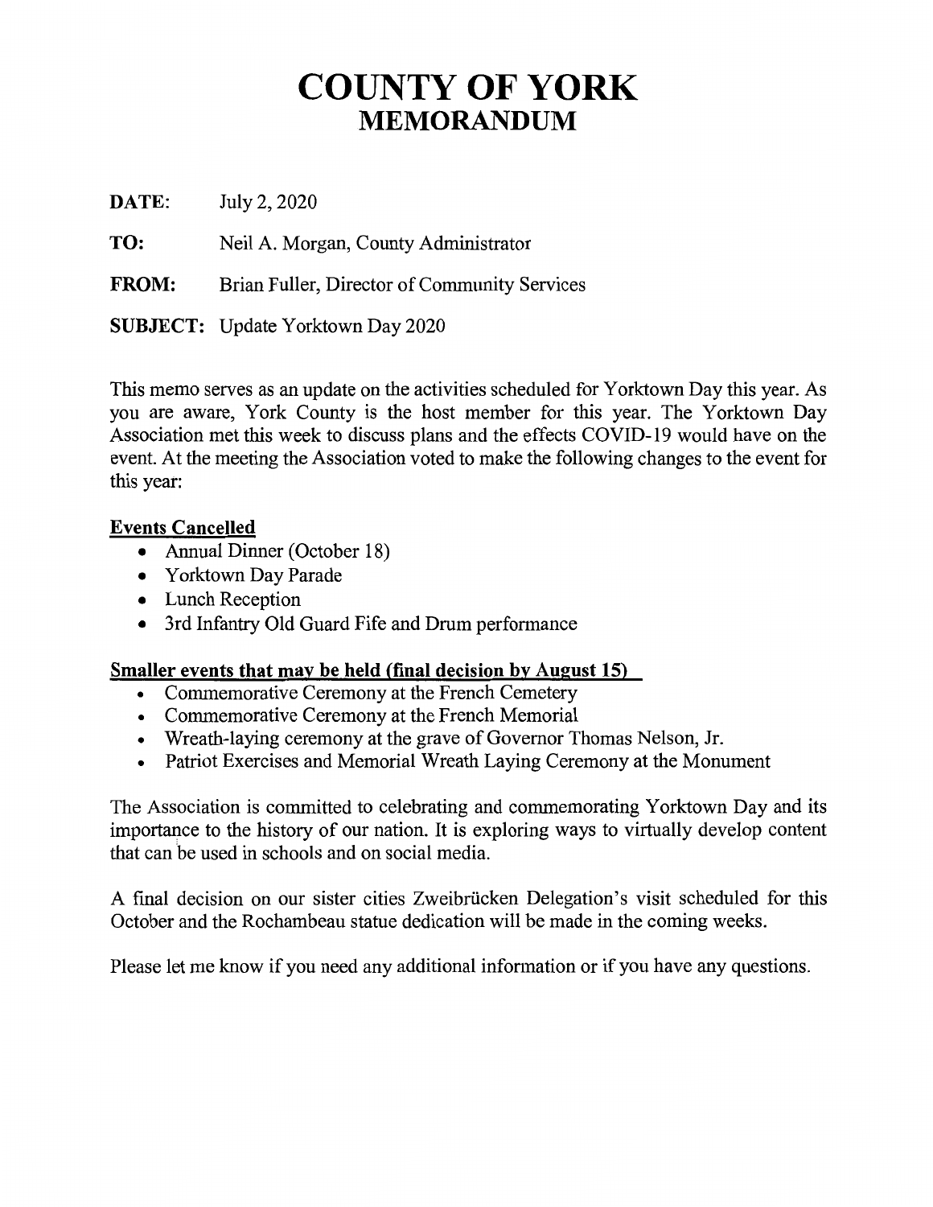# COUNTY OF YORK
## MEMORANDUM

**DATE:** July 2, 2020

**TO:** Neil A. Morgan, County Administrator

**FROM:** Brian Fuller, Director of Community Services

**SUBJECT:** Update Yorktown Day 2020

This memo serves as an update on the activities scheduled for Yorktown Day this year. As you are aware, York County is the host member for this year. The Yorktown Day Association met this week to discuss plans and the effects COVID-19 would have on the event. At the meeting the Association voted to make the following changes to the event for this year:

**Events Cancelled**

- Annual Dinner (October 18)
- Yorktown Day Parade
- Lunch Reception
- 3rd Infantry Old Guard Fife and Drum performance

**Smaller events that may be held (final decision by August 15)**

- Commemorative Ceremony at the French Cemetery
- Commemorative Ceremony at the French Memorial
- Wreath-laying ceremony at the grave of Governor Thomas Nelson, Jr.
- Patriot Exercises and Memorial Wreath Laying Ceremony at the Monument

The Association is committed to celebrating and commemorating Yorktown Day and its importance to the history of our nation. It is exploring ways to virtually develop content that can be used in schools and on social media.

A final decision on our sister cities Zweibrücken Delegation's visit scheduled for this October and the Rochambeau statue dedication will be made in the coming weeks.

Please let me know if you need any additional information or if you have any questions.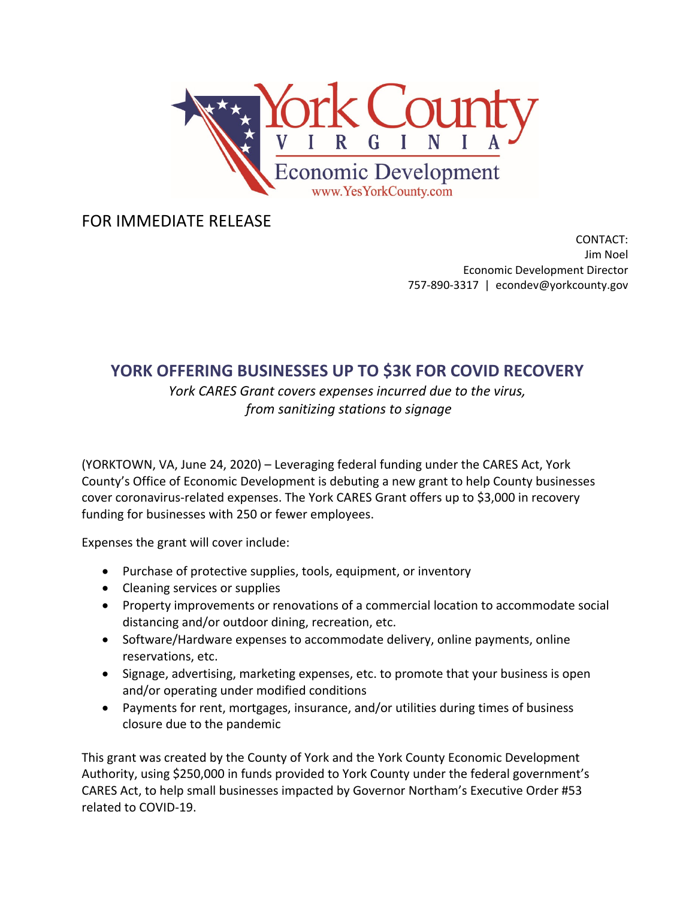FOR IMMEDIATE RELEASE

CONTACT:
Jim Noel
Economic Development Director
757-890-3317 | econdev@yorkcounty.gov

## YORK OFFERING BUSINESSES UP TO $3K FOR COVID RECOVERY

*York CARES Grant covers expenses incurred due to the virus, from sanitizing stations to signage*

(YORKTOWN, VA, June 24, 2020) – Leveraging federal funding under the CARES Act, York County's Office of Economic Development is debuting a new grant to help County businesses cover coronavirus-related expenses. The York CARES Grant offers up to $3,000 in recovery funding for businesses with 250 or fewer employees.

Expenses the grant will cover include:

- Purchase of protective supplies, tools, equipment, or inventory
- Cleaning services or supplies
- Property improvements or renovations of a commercial location to accommodate social distancing and/or outdoor dining, recreation, etc.
- Software/Hardware expenses to accommodate delivery, online payments, online reservations, etc.
- Signage, advertising, marketing expenses, etc. to promote that your business is open and/or operating under modified conditions
- Payments for rent, mortgages, insurance, and/or utilities during times of business closure due to the pandemic

This grant was created by the County of York and the York County Economic Development Authority, using $250,000 in funds provided to York County under the federal government's CARES Act, to help small businesses impacted by Governor Northam's Executive Order #53 related to COVID-19.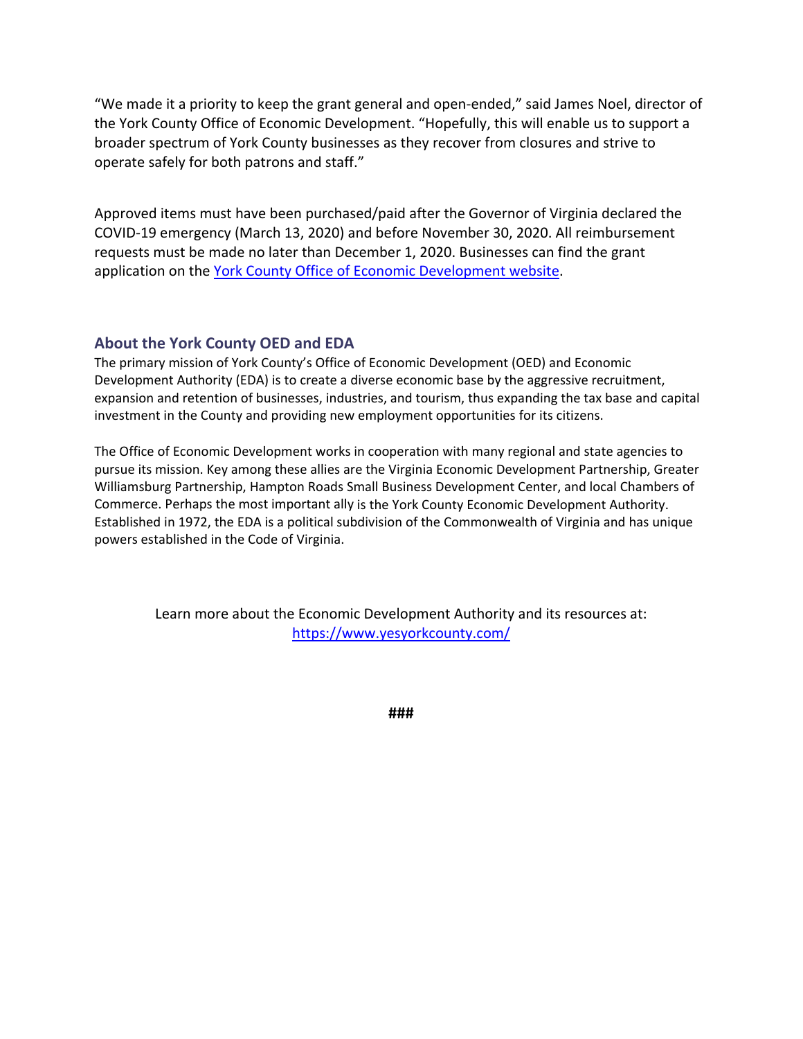"We made it a priority to keep the grant general and open-ended," said James Noel, director of the York County Office of Economic Development. "Hopefully, this will enable us to support a broader spectrum of York County businesses as they recover from closures and strive to operate safely for both patrons and staff."

Approved items must have been purchased/paid after the Governor of Virginia declared the COVID-19 emergency (March 13, 2020) and before November 30, 2020. All reimbursement requests must be made no later than December 1, 2020. Businesses can find the grant application on the [York County Office of Economic Development website](https://www.yesyorkcounty.com/).

## About the York County OED and EDA

The primary mission of York County's Office of Economic Development (OED) and Economic Development Authority (EDA) is to create a diverse economic base by the aggressive recruitment, expansion and retention of businesses, industries, and tourism, thus expanding the tax base and capital investment in the County and providing new employment opportunities for its citizens.

The Office of Economic Development works in cooperation with many regional and state agencies to pursue its mission. Key among these allies are the Virginia Economic Development Partnership, Greater Williamsburg Partnership, Hampton Roads Small Business Development Center, and local Chambers of Commerce. Perhaps the most important ally is the York County Economic Development Authority. Established in 1972, the EDA is a political subdivision of the Commonwealth of Virginia and has unique powers established in the Code of Virginia.

Learn more about the Economic Development Authority and its resources at: [https://www.yesyorkcounty.com/](https://www.yesyorkcounty.com/)

**###**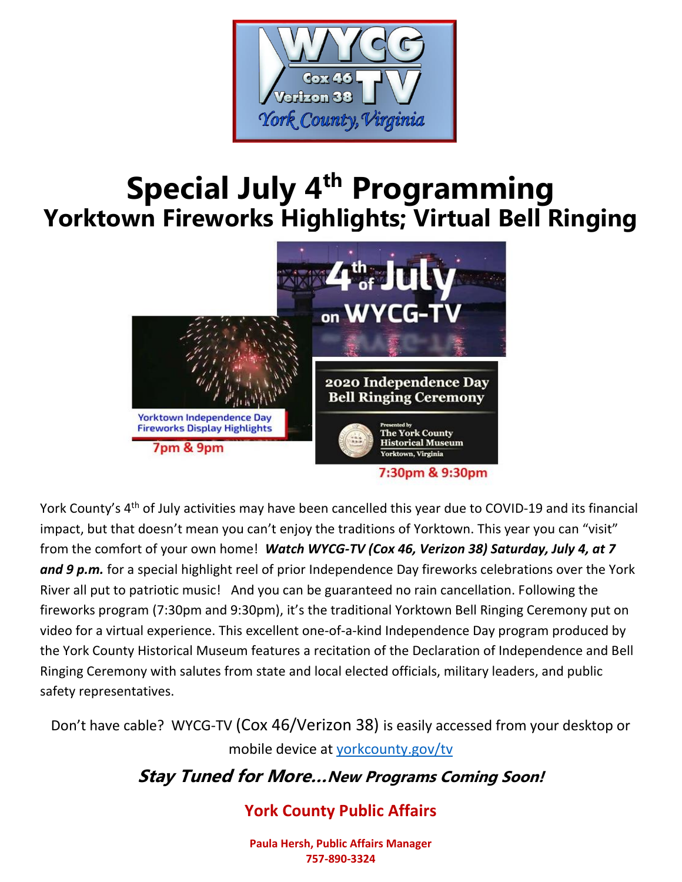# Special July 4th Programming

## Yorktown Fireworks Highlights; Virtual Bell Ringing

York County's 4th of July activities may have been cancelled this year due to COVID-19 and its financial impact, but that doesn't mean you can't enjoy the traditions of Yorktown. This year you can "visit" from the comfort of your own home! ***Watch WYCG-TV (Cox 46, Verizon 38) Saturday, July 4, at 7 and 9 p.m.*** for a special highlight reel of prior Independence Day fireworks celebrations over the York River all put to patriotic music! And you can be guaranteed no rain cancellation. Following the fireworks program (7:30pm and 9:30pm), it's the traditional Yorktown Bell Ringing Ceremony put on video for a virtual experience. This excellent one-of-a-kind Independence Day program produced by the York County Historical Museum features a recitation of the Declaration of Independence and Bell Ringing Ceremony with salutes from state and local elected officials, military leaders, and public safety representatives.

Don't have cable? WYCG-TV (Cox 46/Verizon 38) is easily accessed from your desktop or mobile device at yorkcounty.gov/tv

***Stay Tuned for More...New Programs Coming Soon!***

**York County Public Affairs**

**Paula Hersh, Public Affairs Manager**
**757-890-3324**